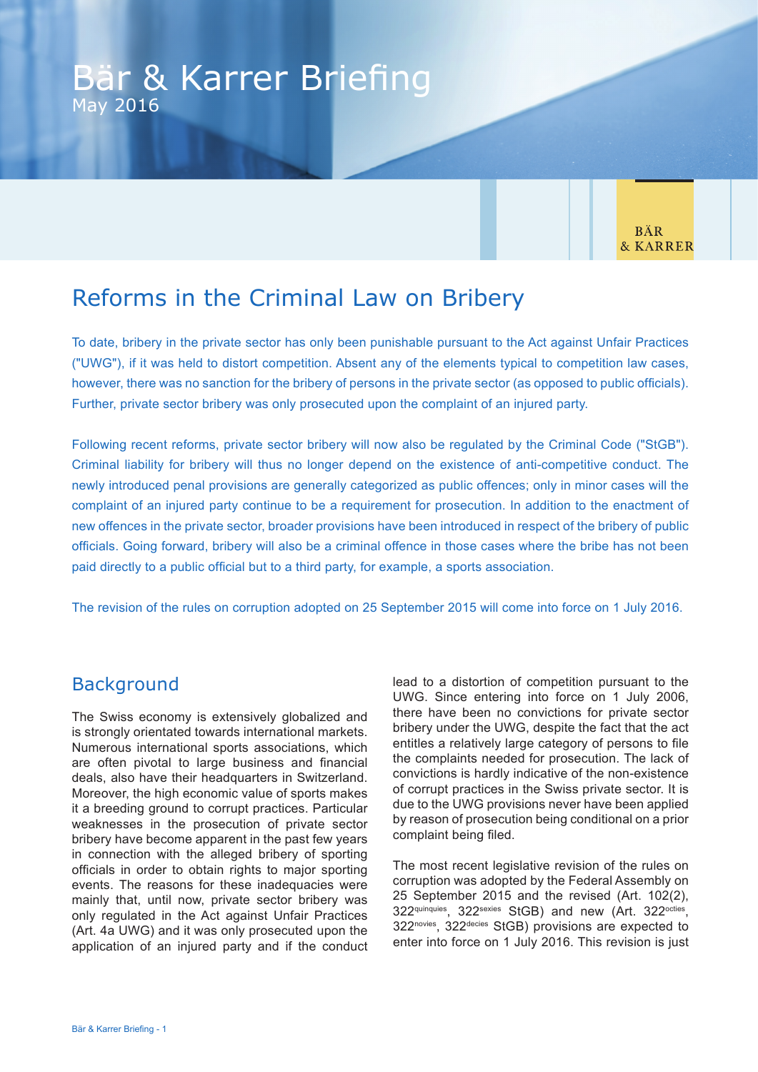# Bär & Karrer Briefing

May 2016

BÄR & KARRER

## Reforms in the Criminal Law on Bribery

To date, bribery in the private sector has only been punishable pursuant to the Act against Unfair Practices ("UWG"), if it was held to distort competition. Absent any of the elements typical to competition law cases, however, there was no sanction for the bribery of persons in the private sector (as opposed to public officials). Further, private sector bribery was only prosecuted upon the complaint of an injured party.

Following recent reforms, private sector bribery will now also be regulated by the Criminal Code ("StGB"). Criminal liability for bribery will thus no longer depend on the existence of anti-competitive conduct. The newly introduced penal provisions are generally categorized as public offences; only in minor cases will the complaint of an injured party continue to be a requirement for prosecution. In addition to the enactment of new offences in the private sector, broader provisions have been introduced in respect of the bribery of public officials. Going forward, bribery will also be a criminal offence in those cases where the bribe has not been paid directly to a public official but to a third party, for example, a sports association.

The revision of the rules on corruption adopted on 25 September 2015 will come into force on 1 July 2016.

## Background

The Swiss economy is extensively globalized and is strongly orientated towards international markets. Numerous international sports associations, which are often pivotal to large business and financial deals, also have their headquarters in Switzerland. Moreover, the high economic value of sports makes it a breeding ground to corrupt practices. Particular weaknesses in the prosecution of private sector bribery have become apparent in the past few years in connection with the alleged bribery of sporting officials in order to obtain rights to major sporting events. The reasons for these inadequacies were mainly that, until now, private sector bribery was only regulated in the Act against Unfair Practices (Art. 4a UWG) and it was only prosecuted upon the application of an injured party and if the conduct lead to a distortion of competition pursuant to the UWG. Since entering into force on 1 July 2006, there have been no convictions for private sector bribery under the UWG, despite the fact that the act entitles a relatively large category of persons to file the complaints needed for prosecution. The lack of convictions is hardly indicative of the non-existence of corrupt practices in the Swiss private sector. It is due to the UWG provisions never have been applied by reason of prosecution being conditional on a prior complaint being filed.

The most recent legislative revision of the rules on corruption was adopted by the Federal Assembly on 25 September 2015 and the revised (Art. 102(2), 322$^{quinquies}$, 322$^{sexies}$ StGB) and new (Art. 322$^{octies}$, 322$^{novies}$, 322$^{decies}$ StGB) provisions are expected to enter into force on 1 July 2016. This revision is just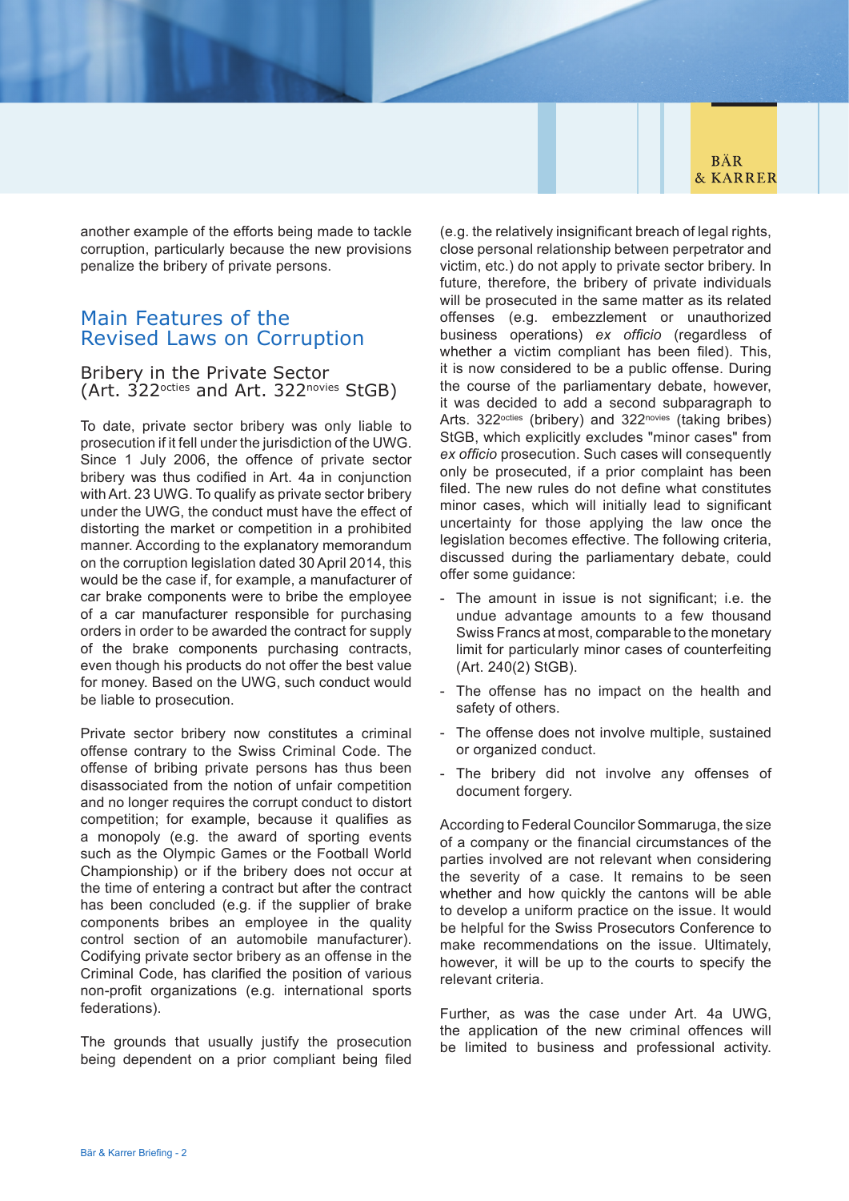another example of the efforts being made to tackle corruption, particularly because the new provisions penalize the bribery of private persons.

## Main Features of the Revised Laws on Corruption

### Bribery in the Private Sector (Art. 322octies and Art. 322novies StGB)

To date, private sector bribery was only liable to prosecution if it fell under the jurisdiction of the UWG. Since 1 July 2006, the offence of private sector bribery was thus codified in Art. 4a in conjunction with Art. 23 UWG. To qualify as private sector bribery under the UWG, the conduct must have the effect of distorting the market or competition in a prohibited manner. According to the explanatory memorandum on the corruption legislation dated 30 April 2014, this would be the case if, for example, a manufacturer of car brake components were to bribe the employee of a car manufacturer responsible for purchasing orders in order to be awarded the contract for supply of the brake components purchasing contracts, even though his products do not offer the best value for money. Based on the UWG, such conduct would be liable to prosecution.

Private sector bribery now constitutes a criminal offense contrary to the Swiss Criminal Code. The offense of bribing private persons has thus been disassociated from the notion of unfair competition and no longer requires the corrupt conduct to distort competition; for example, because it qualifies as a monopoly (e.g. the award of sporting events such as the Olympic Games or the Football World Championship) or if the bribery does not occur at the time of entering a contract but after the contract has been concluded (e.g. if the supplier of brake components bribes an employee in the quality control section of an automobile manufacturer). Codifying private sector bribery as an offense in the Criminal Code, has clarified the position of various non-profit organizations (e.g. international sports federations).

The grounds that usually justify the prosecution being dependent on a prior compliant being filed (e.g. the relatively insignificant breach of legal rights, close personal relationship between perpetrator and victim, etc.) do not apply to private sector bribery. In future, therefore, the bribery of private individuals will be prosecuted in the same matter as its related offenses (e.g. embezzlement or unauthorized business operations) *ex officio* (regardless of whether a victim compliant has been filed). This, it is now considered to be a public offense. During the course of the parliamentary debate, however, it was decided to add a second subparagraph to Arts. 322octies (bribery) and 322novies (taking bribes) StGB, which explicitly excludes "minor cases" from *ex officio* prosecution. Such cases will consequently only be prosecuted, if a prior complaint has been filed. The new rules do not define what constitutes minor cases, which will initially lead to significant uncertainty for those applying the law once the legislation becomes effective. The following criteria, discussed during the parliamentary debate, could offer some guidance:

- The amount in issue is not significant; i.e. the undue advantage amounts to a few thousand Swiss Francs at most, comparable to the monetary limit for particularly minor cases of counterfeiting (Art. 240(2) StGB).
- The offense has no impact on the health and safety of others.
- The offense does not involve multiple, sustained or organized conduct.
- The bribery did not involve any offenses of document forgery.

According to Federal Councilor Sommaruga, the size of a company or the financial circumstances of the parties involved are not relevant when considering the severity of a case. It remains to be seen whether and how quickly the cantons will be able to develop a uniform practice on the issue. It would be helpful for the Swiss Prosecutors Conference to make recommendations on the issue. Ultimately, however, it will be up to the courts to specify the relevant criteria.

Further, as was the case under Art. 4a UWG, the application of the new criminal offences will be limited to business and professional activity.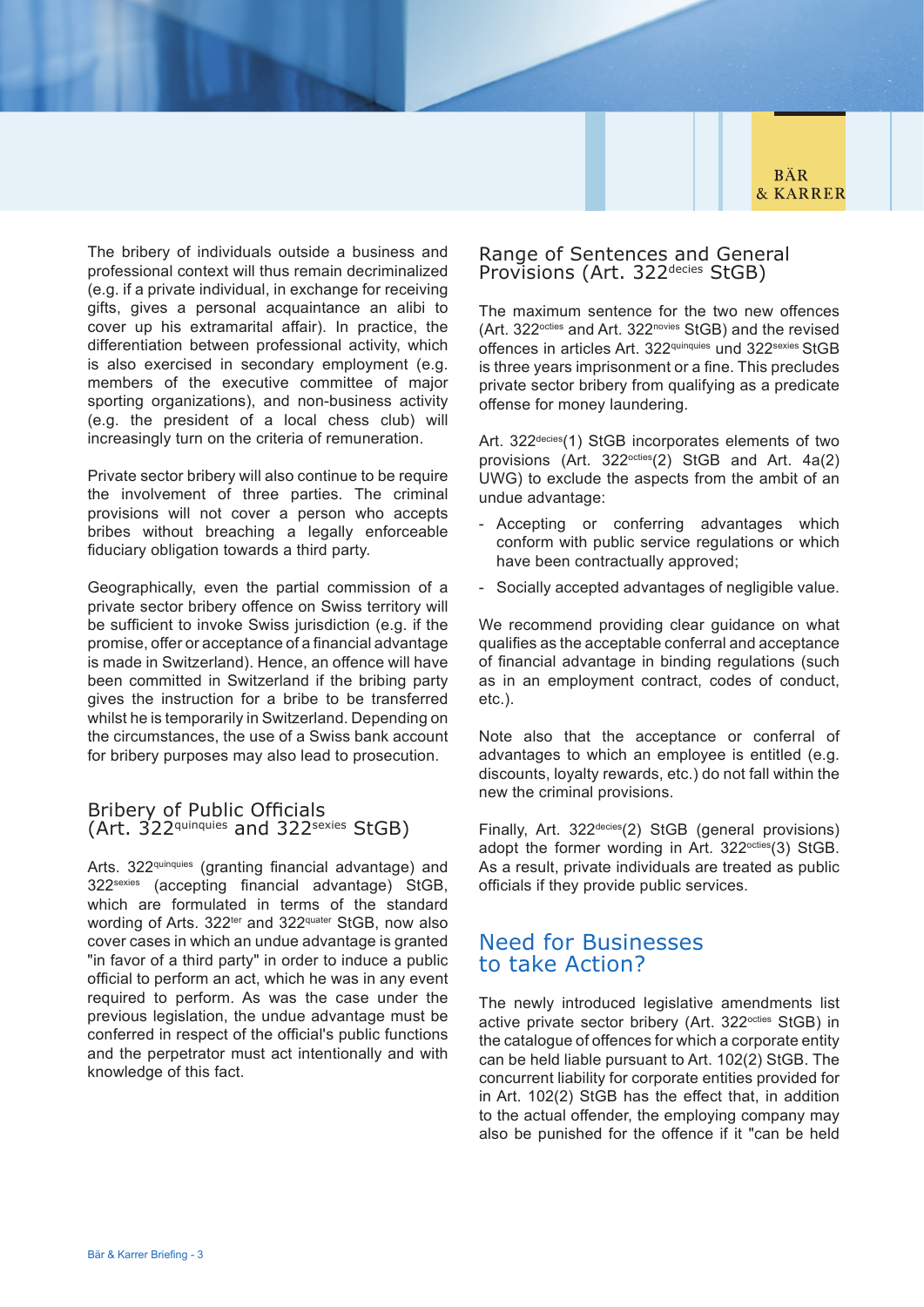The bribery of individuals outside a business and professional context will thus remain decriminalized (e.g. if a private individual, in exchange for receiving gifts, gives a personal acquaintance an alibi to cover up his extramarital affair). In practice, the differentiation between professional activity, which is also exercised in secondary employment (e.g. members of the executive committee of major sporting organizations), and non-business activity (e.g. the president of a local chess club) will increasingly turn on the criteria of remuneration.

Private sector bribery will also continue to be require the involvement of three parties. The criminal provisions will not cover a person who accepts bribes without breaching a legally enforceable fiduciary obligation towards a third party.

Geographically, even the partial commission of a private sector bribery offence on Swiss territory will be sufficient to invoke Swiss jurisdiction (e.g. if the promise, offer or acceptance of a financial advantage is made in Switzerland). Hence, an offence will have been committed in Switzerland if the bribing party gives the instruction for a bribe to be transferred whilst he is temporarily in Switzerland. Depending on the circumstances, the use of a Swiss bank account for bribery purposes may also lead to prosecution.

## Bribery of Public Officials (Art. 322$^{quinquies}$ and 322$^{sexies}$ StGB)

Arts. 322$^{quinquies}$ (granting financial advantage) and 322$^{sexies}$ (accepting financial advantage) StGB, which are formulated in terms of the standard wording of Arts. 322$^{ter}$ and 322$^{quater}$ StGB, now also cover cases in which an undue advantage is granted "in favor of a third party" in order to induce a public official to perform an act, which he was in any event required to perform. As was the case under the previous legislation, the undue advantage must be conferred in respect of the official's public functions and the perpetrator must act intentionally and with knowledge of this fact.

## Range of Sentences and General Provisions (Art. 322$^{decies}$ StGB)

The maximum sentence for the two new offences (Art. 322$^{octies}$ and Art. 322$^{novies}$ StGB) and the revised offences in articles Art. 322$^{quinquies}$ und 322$^{sexies}$ StGB is three years imprisonment or a fine. This precludes private sector bribery from qualifying as a predicate offense for money laundering.

Art. 322$^{decies}$(1) StGB incorporates elements of two provisions (Art. 322$^{octies}$(2) StGB and Art. 4a(2) UWG) to exclude the aspects from the ambit of an undue advantage:

- Accepting or conferring advantages which conform with public service regulations or which have been contractually approved;
- Socially accepted advantages of negligible value.

We recommend providing clear guidance on what qualifies as the acceptable conferral and acceptance of financial advantage in binding regulations (such as in an employment contract, codes of conduct, etc.).

Note also that the acceptance or conferral of advantages to which an employee is entitled (e.g. discounts, loyalty rewards, etc.) do not fall within the new the criminal provisions.

Finally, Art. 322$^{decies}$(2) StGB (general provisions) adopt the former wording in Art. 322$^{octies}$(3) StGB. As a result, private individuals are treated as public officials if they provide public services.

## Need for Businesses to take Action?

The newly introduced legislative amendments list active private sector bribery (Art. 322$^{octies}$ StGB) in the catalogue of offences for which a corporate entity can be held liable pursuant to Art. 102(2) StGB. The concurrent liability for corporate entities provided for in Art. 102(2) StGB has the effect that, in addition to the actual offender, the employing company may also be punished for the offence if it "can be held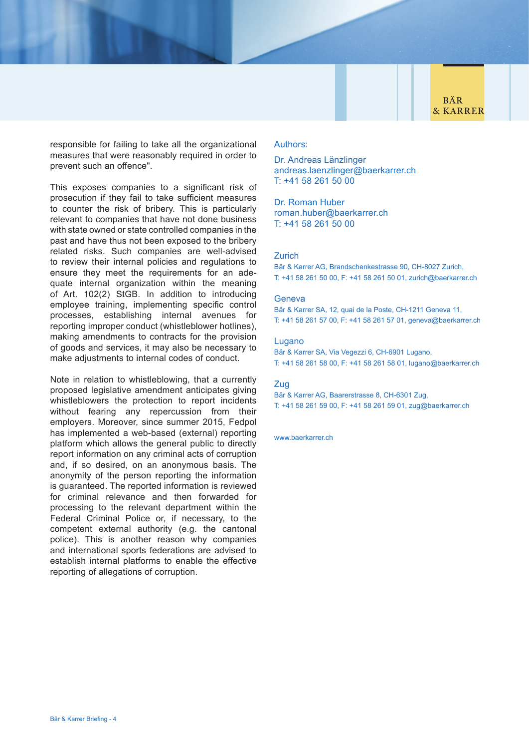responsible for failing to take all the organizational measures that were reasonably required in order to prevent such an offence".

This exposes companies to a significant risk of prosecution if they fail to take sufficient measures to counter the risk of bribery. This is particularly relevant to companies that have not done business with state owned or state controlled companies in the past and have thus not been exposed to the bribery related risks. Such companies are well-advised to review their internal policies and regulations to ensure they meet the requirements for an adequate internal organization within the meaning of Art. 102(2) StGB. In addition to introducing employee training, implementing specific control processes, establishing internal avenues for reporting improper conduct (whistleblower hotlines), making amendments to contracts for the provision of goods and services, it may also be necessary to make adjustments to internal codes of conduct.

Note in relation to whistleblowing, that a currently proposed legislative amendment anticipates giving whistleblowers the protection to report incidents without fearing any repercussion from their employers. Moreover, since summer 2015, Fedpol has implemented a web-based (external) reporting platform which allows the general public to directly report information on any criminal acts of corruption and, if so desired, on an anonymous basis. The anonymity of the person reporting the information is guaranteed. The reported information is reviewed for criminal relevance and then forwarded for processing to the relevant department within the Federal Criminal Police or, if necessary, to the competent external authority (e.g. the cantonal police). This is another reason why companies and international sports federations are advised to establish internal platforms to enable the effective reporting of allegations of corruption.

Authors:

Dr. Andreas Länzlinger
andreas.laenzlinger@baerkarrer.ch
T: +41 58 261 50 00

Dr. Roman Huber
roman.huber@baerkarrer.ch
T: +41 58 261 50 00

**Zurich**
Bär & Karrer AG, Brandschenkestrasse 90, CH-8027 Zurich,
T: +41 58 261 50 00, F: +41 58 261 50 01, zurich@baerkarrer.ch

**Geneva**
Bär & Karrer SA, 12, quai de la Poste, CH-1211 Geneva 11,
T: +41 58 261 57 00, F: +41 58 261 57 01, geneva@baerkarrer.ch

**Lugano**
Bär & Karrer SA, Via Vegezzi 6, CH-6901 Lugano,
T: +41 58 261 58 00, F: +41 58 261 58 01, lugano@baerkarrer.ch

**Zug**
Bär & Karrer AG, Baarerstrasse 8, CH-6301 Zug,
T: +41 58 261 59 00, F: +41 58 261 59 01, zug@baerkarrer.ch

www.baerkarrer.ch